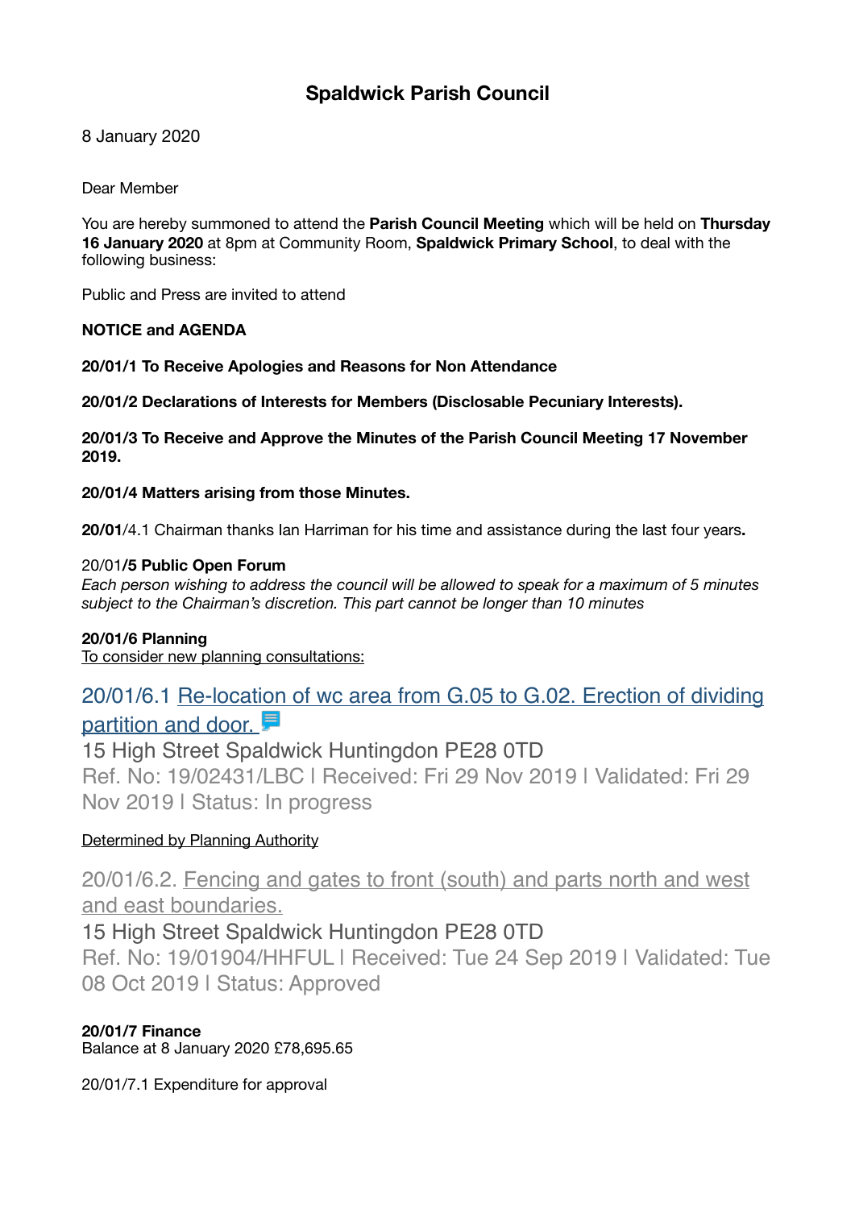# Spaldwick Parish Council

8 January 2020

Dear Member

You are hereby summoned to attend the **Parish Council Meeting** which will be held on **Thursday 16 January 2020** at 8pm at Community Room, **Spaldwick Primary School**, to deal with the following business:

Public and Press are invited to attend

**NOTICE and AGENDA**

**20/01/1 To Receive Apologies and Reasons for Non Attendance**

**20/01/2 Declarations of Interests for Members (Disclosable Pecuniary Interests).**

**20/01/3 To Receive and Approve the Minutes of the Parish Council Meeting 17 November 2019.**

**20/01/4 Matters arising from those Minutes.**

**20/01**/4.1 Chairman thanks Ian Harriman for his time and assistance during the last four years**.**

20/01/**5 Public Open Forum**

*Each person wishing to address the council will be allowed to speak for a maximum of 5 minutes subject to the Chairman's discretion. This part cannot be longer than 10 minutes*

**20/01/6 Planning**

To consider new planning consultations:

20/01/6.1 Re-location of wc area from G.05 to G.02. Erection of dividing partition and door.

15 High Street Spaldwick Huntingdon PE28 0TD

Ref. No: 19/02431/LBC | Received: Fri 29 Nov 2019 | Validated: Fri 29 Nov 2019 | Status: In progress

Determined by Planning Authority

20/01/6.2. Fencing and gates to front (south) and parts north and west and east boundaries.

15 High Street Spaldwick Huntingdon PE28 0TD

Ref. No: 19/01904/HHFUL | Received: Tue 24 Sep 2019 | Validated: Tue 08 Oct 2019 | Status: Approved

**20/01/7 Finance**

Balance at 8 January 2020 £78,695.65

20/01/7.1 Expenditure for approval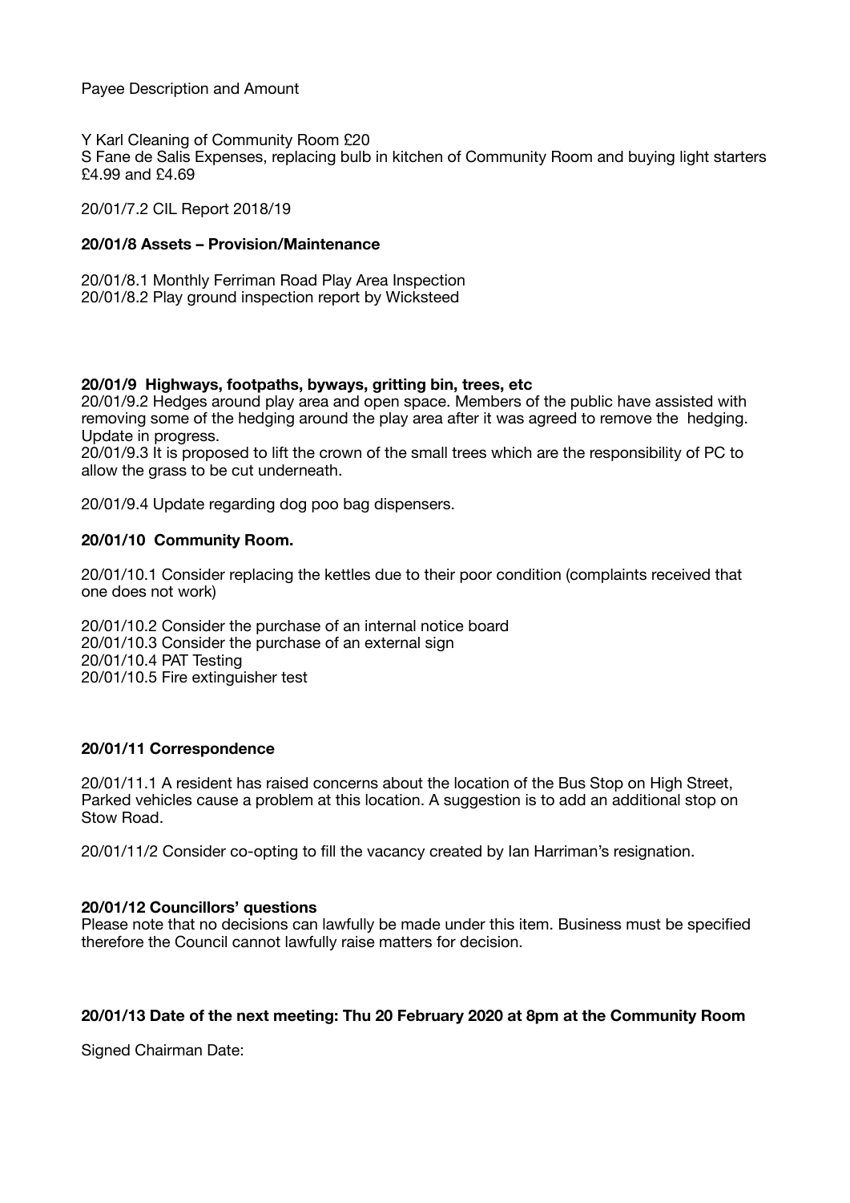Payee Description and Amount

Y Karl Cleaning of Community Room £20
S Fane de Salis Expenses, replacing bulb in kitchen of Community Room and buying light starters £4.99 and £4.69

20/01/7.2 CIL Report 2018/19

**20/01/8 Assets – Provision/Maintenance**

20/01/8.1 Monthly Ferriman Road Play Area Inspection
20/01/8.2 Play ground inspection report by Wicksteed

**20/01/9 Highways, footpaths, byways, gritting bin, trees, etc**

20/01/9.2 Hedges around play area and open space. Members of the public have assisted with removing some of the hedging around the play area after it was agreed to remove the hedging. Update in progress.
20/01/9.3 It is proposed to lift the crown of the small trees which are the responsibility of PC to allow the grass to be cut underneath.

20/01/9.4 Update regarding dog poo bag dispensers.

**20/01/10 Community Room.**

20/01/10.1 Consider replacing the kettles due to their poor condition (complaints received that one does not work)

20/01/10.2 Consider the purchase of an internal notice board
20/01/10.3 Consider the purchase of an external sign
20/01/10.4 PAT Testing
20/01/10.5 Fire extinguisher test

**20/01/11 Correspondence**

20/01/11.1 A resident has raised concerns about the location of the Bus Stop on High Street, Parked vehicles cause a problem at this location. A suggestion is to add an additional stop on Stow Road.

20/01/11/2 Consider co-opting to fill the vacancy created by Ian Harriman's resignation.

**20/01/12 Councillors' questions**

Please note that no decisions can lawfully be made under this item. Business must be specified therefore the Council cannot lawfully raise matters for decision.

**20/01/13 Date of the next meeting: Thu 20 February 2020 at 8pm at the Community Room**

Signed Chairman Date: